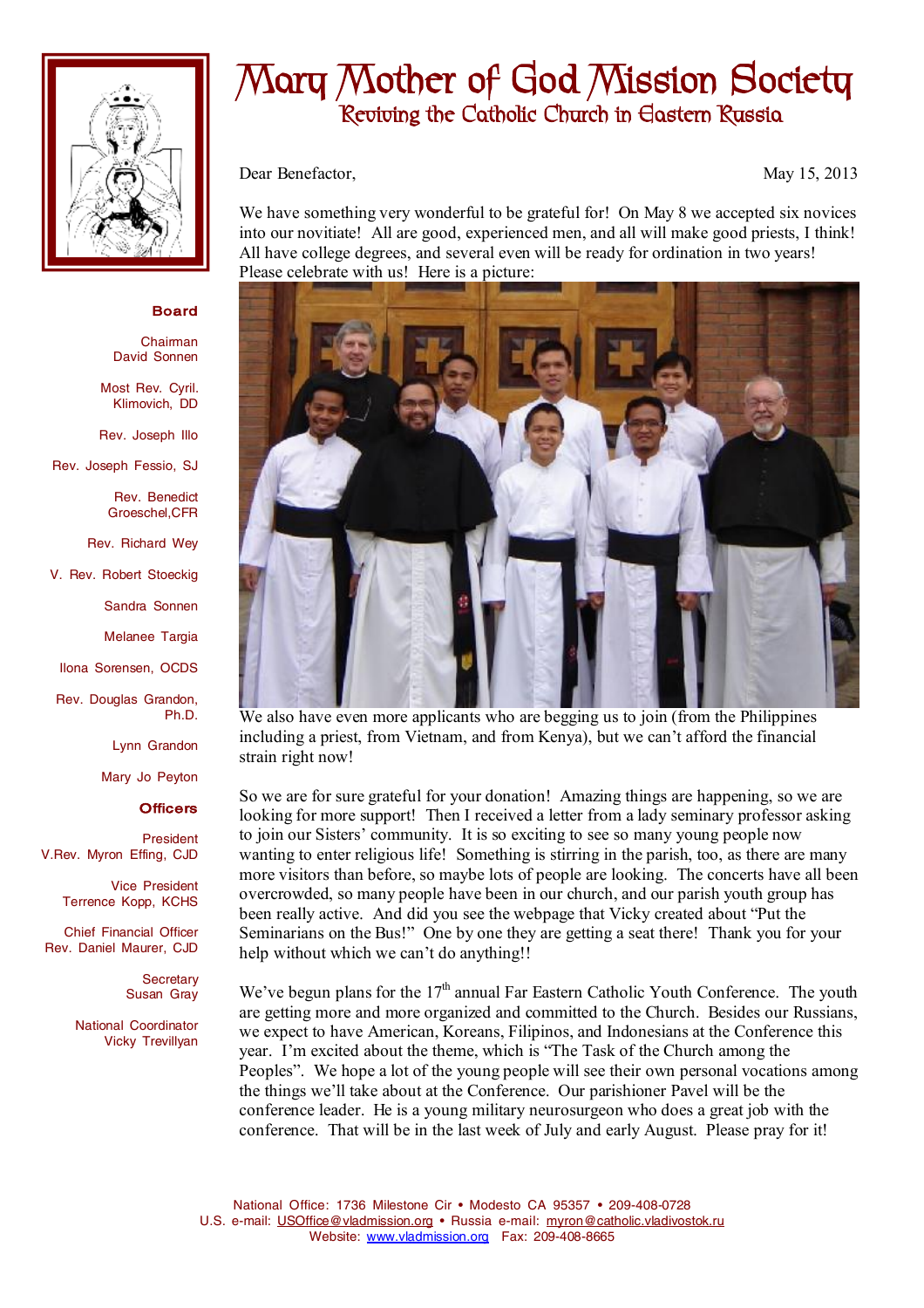# Mary Mother of God Mission Society

## Reviving the Catholic Church in Eastern Russia

**Board**

Chairman
David Sonnen

Most Rev. Cyril. Klimovich, DD

Rev. Joseph Illo

Rev. Joseph Fessio, SJ

Rev. Benedict Groeschel,CFR

Rev. Richard Wey

V. Rev. Robert Stoeckig

Sandra Sonnen

Melanee Targia

Ilona Sorensen, OCDS

Rev. Douglas Grandon, Ph.D.

Lynn Grandon

Mary Jo Peyton

**Officers**

President
V.Rev. Myron Effing, CJD

Vice President
Terrence Kopp, KCHS

Chief Financial Officer
Rev. Daniel Maurer, CJD

Secretary
Susan Gray

National Coordinator
Vicky Trevillyan

Dear Benefactor, May 15, 2013

We have something very wonderful to be grateful for! On May 8 we accepted six novices into our novitiate! All are good, experienced men, and all will make good priests, I think! All have college degrees, and several even will be ready for ordination in two years! Please celebrate with us! Here is a picture:

We also have even more applicants who are begging us to join (from the Philippines including a priest, from Vietnam, and from Kenya), but we can't afford the financial strain right now!

So we are for sure grateful for your donation! Amazing things are happening, so we are looking for more support! Then I received a letter from a lady seminary professor asking to join our Sisters' community. It is so exciting to see so many young people now wanting to enter religious life! Something is stirring in the parish, too, as there are many more visitors than before, so maybe lots of people are looking. The concerts have all been overcrowded, so many people have been in our church, and our parish youth group has been really active. And did you see the webpage that Vicky created about "Put the Seminarians on the Bus!" One by one they are getting a seat there! Thank you for your help without which we can't do anything!!

We've begun plans for the 17th annual Far Eastern Catholic Youth Conference. The youth are getting more and more organized and committed to the Church. Besides our Russians, we expect to have American, Koreans, Filipinos, and Indonesians at the Conference this year. I'm excited about the theme, which is "The Task of the Church among the Peoples". We hope a lot of the young people will see their own personal vocations among the things we'll take about at the Conference. Our parishioner Pavel will be the conference leader. He is a young military neurosurgeon who does a great job with the conference. That will be in the last week of July and early August. Please pray for it!

National Office: 1736 Milestone Cir • Modesto CA 95357 • 209-408-0728
U.S. e-mail: USOffice@vladmission.org • Russia e-mail: myron@catholic.vladivostok.ru
Website: www.vladmission.org Fax: 209-408-8665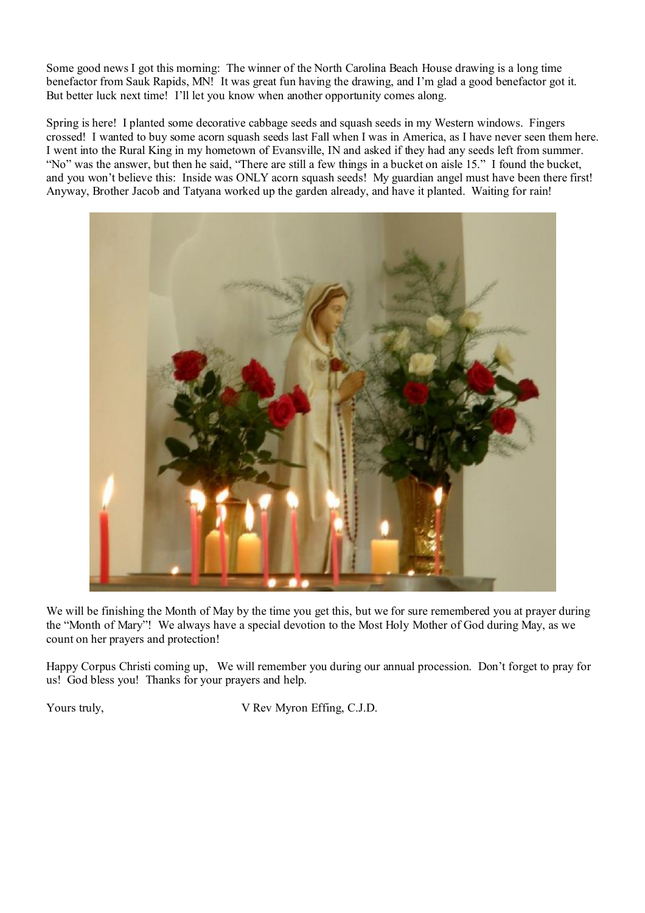Some good news I got this morning: The winner of the North Carolina Beach House drawing is a long time benefactor from Sauk Rapids, MN! It was great fun having the drawing, and I'm glad a good benefactor got it. But better luck next time! I'll let you know when another opportunity comes along.

Spring is here! I planted some decorative cabbage seeds and squash seeds in my Western windows. Fingers crossed! I wanted to buy some acorn squash seeds last Fall when I was in America, as I have never seen them here. I went into the Rural King in my hometown of Evansville, IN and asked if they had any seeds left from summer. "No" was the answer, but then he said, "There are still a few things in a bucket on aisle 15." I found the bucket, and you won't believe this: Inside was ONLY acorn squash seeds! My guardian angel must have been there first! Anyway, Brother Jacob and Tatyana worked up the garden already, and have it planted. Waiting for rain!

We will be finishing the Month of May by the time you get this, but we for sure remembered you at prayer during the "Month of Mary"! We always have a special devotion to the Most Holy Mother of God during May, as we count on her prayers and protection!

Happy Corpus Christi coming up, We will remember you during our annual procession. Don't forget to pray for us! God bless you! Thanks for your prayers and help.

Yours truly, V Rev Myron Effing, C.J.D.